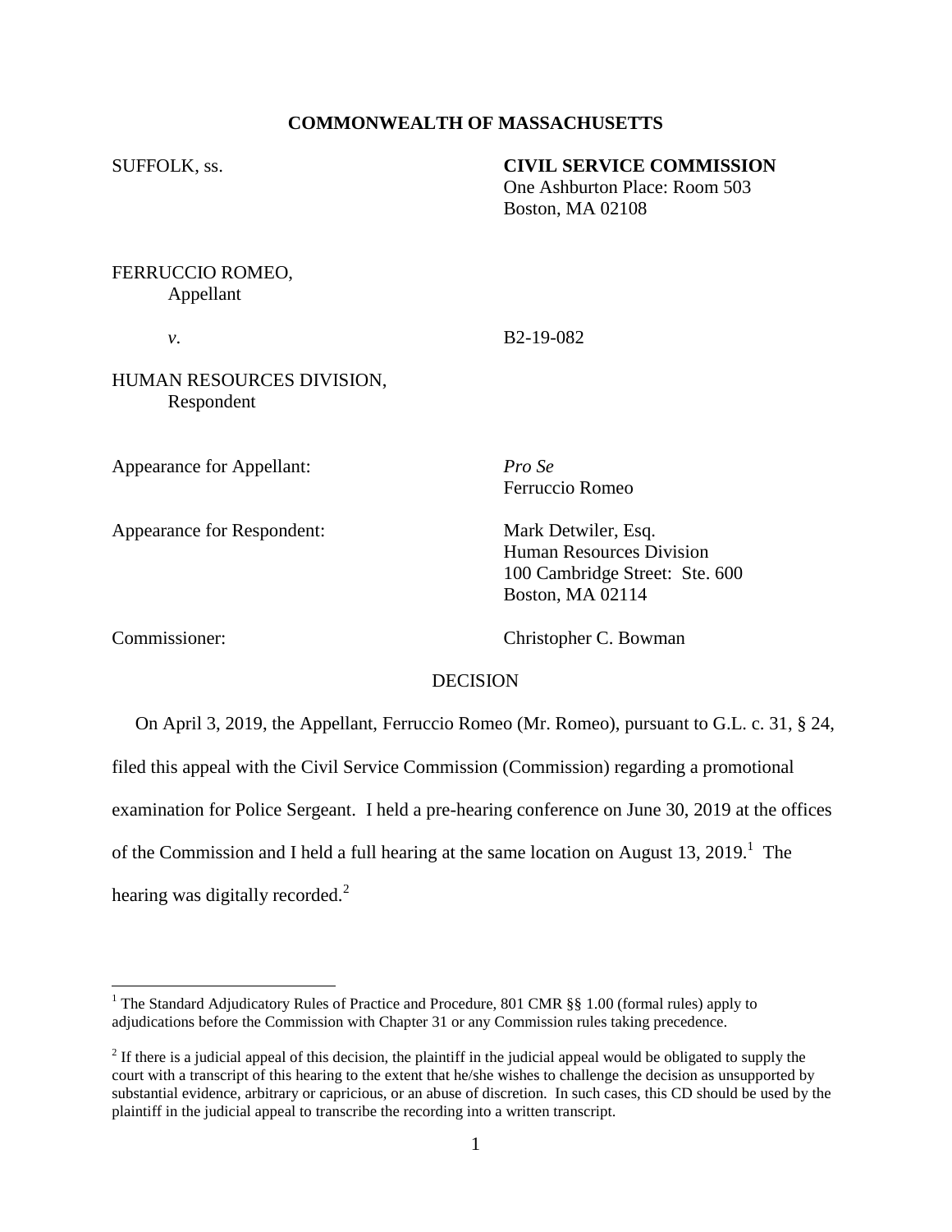**COMMONWEALTH OF MASSACHUSETTS**

SUFFOLK, ss.

**CIVIL SERVICE COMMISSION**
One Ashburton Place: Room 503
Boston, MA 02108

FERRUCCIO ROMEO,
Appellant

*v*.

B2-19-082

HUMAN RESOURCES DIVISION,
Respondent

Appearance for Appellant: *Pro Se*
Ferruccio Romeo

Appearance for Respondent: Mark Detwiler, Esq.
Human Resources Division
100 Cambridge Street: Ste. 600
Boston, MA 02114

Commissioner: Christopher C. Bowman

DECISION

On April 3, 2019, the Appellant, Ferruccio Romeo (Mr. Romeo), pursuant to G.L. c. 31, § 24, filed this appeal with the Civil Service Commission (Commission) regarding a promotional examination for Police Sergeant. I held a pre-hearing conference on June 30, 2019 at the offices of the Commission and I held a full hearing at the same location on August 13, 2019.[1] The hearing was digitally recorded.[2]

---

[1] The Standard Adjudicatory Rules of Practice and Procedure, 801 CMR §§ 1.00 (formal rules) apply to adjudications before the Commission with Chapter 31 or any Commission rules taking precedence.

[2] If there is a judicial appeal of this decision, the plaintiff in the judicial appeal would be obligated to supply the court with a transcript of this hearing to the extent that he/she wishes to challenge the decision as unsupported by substantial evidence, arbitrary or capricious, or an abuse of discretion. In such cases, this CD should be used by the plaintiff in the judicial appeal to transcribe the recording into a written transcript.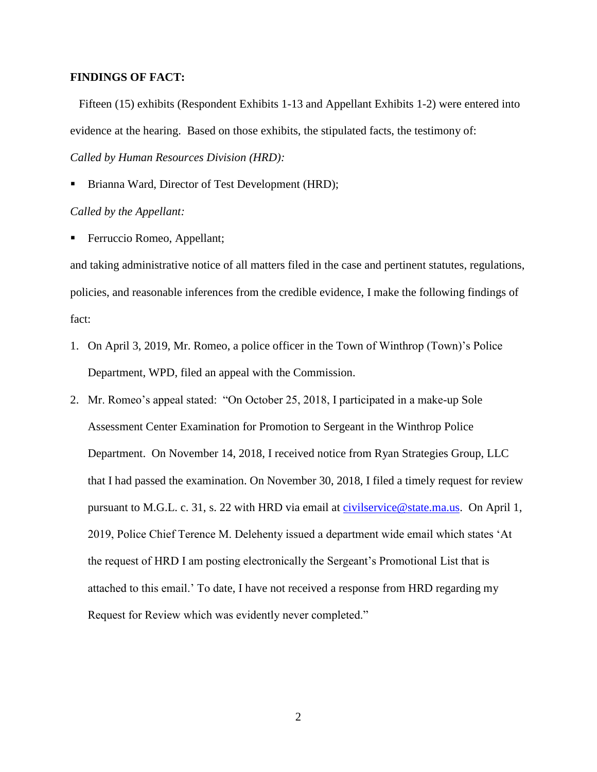**FINDINGS OF FACT:**

Fifteen (15) exhibits (Respondent Exhibits 1-13 and Appellant Exhibits 1-2) were entered into evidence at the hearing. Based on those exhibits, the stipulated facts, the testimony of:

*Called by Human Resources Division (HRD):*

- Brianna Ward, Director of Test Development (HRD);

*Called by the Appellant:*

- Ferruccio Romeo, Appellant;

and taking administrative notice of all matters filed in the case and pertinent statutes, regulations, policies, and reasonable inferences from the credible evidence, I make the following findings of fact:

1. On April 3, 2019, Mr. Romeo, a police officer in the Town of Winthrop (Town)'s Police Department, WPD, filed an appeal with the Commission.
2. Mr. Romeo's appeal stated: "On October 25, 2018, I participated in a make-up Sole Assessment Center Examination for Promotion to Sergeant in the Winthrop Police Department. On November 14, 2018, I received notice from Ryan Strategies Group, LLC that I had passed the examination. On November 30, 2018, I filed a timely request for review pursuant to M.G.L. c. 31, s. 22 with HRD via email at civilservice@state.ma.us. On April 1, 2019, Police Chief Terence M. Delehenty issued a department wide email which states 'At the request of HRD I am posting electronically the Sergeant's Promotional List that is attached to this email.' To date, I have not received a response from HRD regarding my Request for Review which was evidently never completed."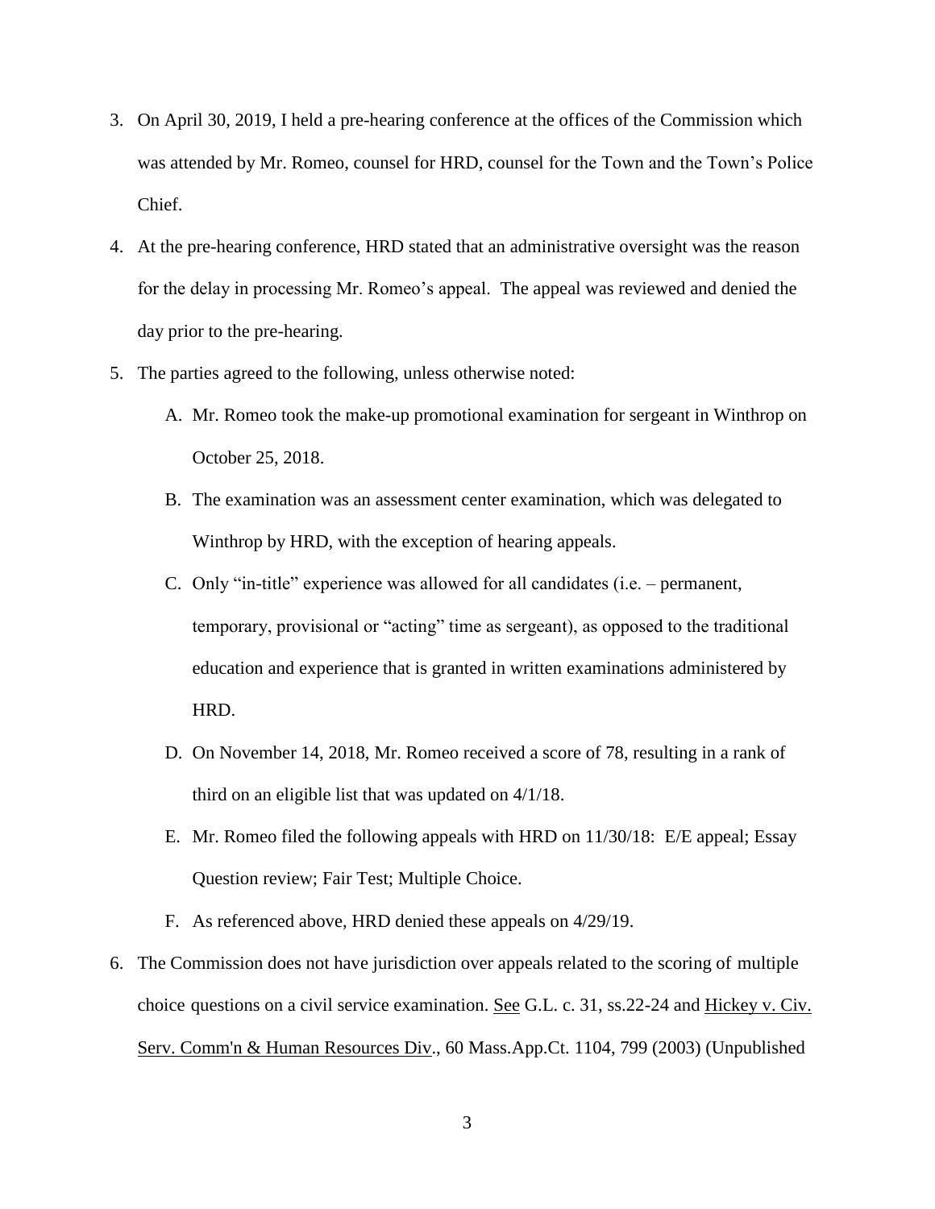3. On April 30, 2019, I held a pre-hearing conference at the offices of the Commission which was attended by Mr. Romeo, counsel for HRD, counsel for the Town and the Town's Police Chief.

4. At the pre-hearing conference, HRD stated that an administrative oversight was the reason for the delay in processing Mr. Romeo's appeal. The appeal was reviewed and denied the day prior to the pre-hearing.

5. The parties agreed to the following, unless otherwise noted:

   A. Mr. Romeo took the make-up promotional examination for sergeant in Winthrop on October 25, 2018.

   B. The examination was an assessment center examination, which was delegated to Winthrop by HRD, with the exception of hearing appeals.

   C. Only "in-title" experience was allowed for all candidates (i.e. – permanent, temporary, provisional or "acting" time as sergeant), as opposed to the traditional education and experience that is granted in written examinations administered by HRD.

   D. On November 14, 2018, Mr. Romeo received a score of 78, resulting in a rank of third on an eligible list that was updated on 4/1/18.

   E. Mr. Romeo filed the following appeals with HRD on 11/30/18: E/E appeal; Essay Question review; Fair Test; Multiple Choice.

   F. As referenced above, HRD denied these appeals on 4/29/19.

6. The Commission does not have jurisdiction over appeals related to the scoring of multiple choice questions on a civil service examination. See G.L. c. 31, ss.22-24 and Hickey v. Civ. Serv. Comm'n & Human Resources Div., 60 Mass.App.Ct. 1104, 799 (2003) (Unpublished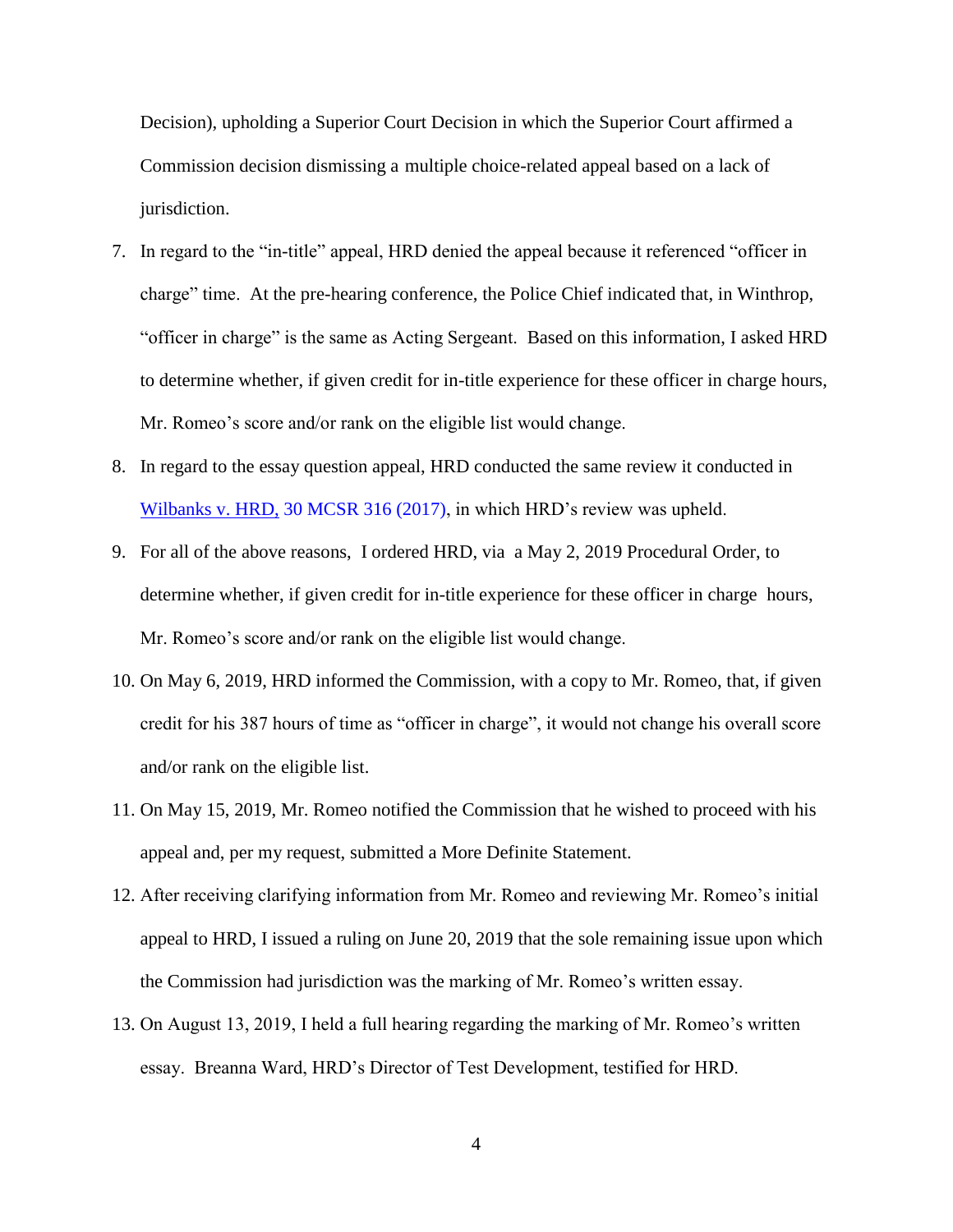Decision), upholding a Superior Court Decision in which the Superior Court affirmed a Commission decision dismissing a multiple choice-related appeal based on a lack of jurisdiction.

7. In regard to the "in-title" appeal, HRD denied the appeal because it referenced "officer in charge" time. At the pre-hearing conference, the Police Chief indicated that, in Winthrop, "officer in charge" is the same as Acting Sergeant. Based on this information, I asked HRD to determine whether, if given credit for in-title experience for these officer in charge hours, Mr. Romeo's score and/or rank on the eligible list would change.

8. In regard to the essay question appeal, HRD conducted the same review it conducted in Wilbanks v. HRD, 30 MCSR 316 (2017), in which HRD's review was upheld.

9. For all of the above reasons, I ordered HRD, via a May 2, 2019 Procedural Order, to determine whether, if given credit for in-title experience for these officer in charge hours, Mr. Romeo's score and/or rank on the eligible list would change.

10. On May 6, 2019, HRD informed the Commission, with a copy to Mr. Romeo, that, if given credit for his 387 hours of time as "officer in charge", it would not change his overall score and/or rank on the eligible list.

11. On May 15, 2019, Mr. Romeo notified the Commission that he wished to proceed with his appeal and, per my request, submitted a More Definite Statement.

12. After receiving clarifying information from Mr. Romeo and reviewing Mr. Romeo's initial appeal to HRD, I issued a ruling on June 20, 2019 that the sole remaining issue upon which the Commission had jurisdiction was the marking of Mr. Romeo's written essay.

13. On August 13, 2019, I held a full hearing regarding the marking of Mr. Romeo's written essay. Breanna Ward, HRD's Director of Test Development, testified for HRD.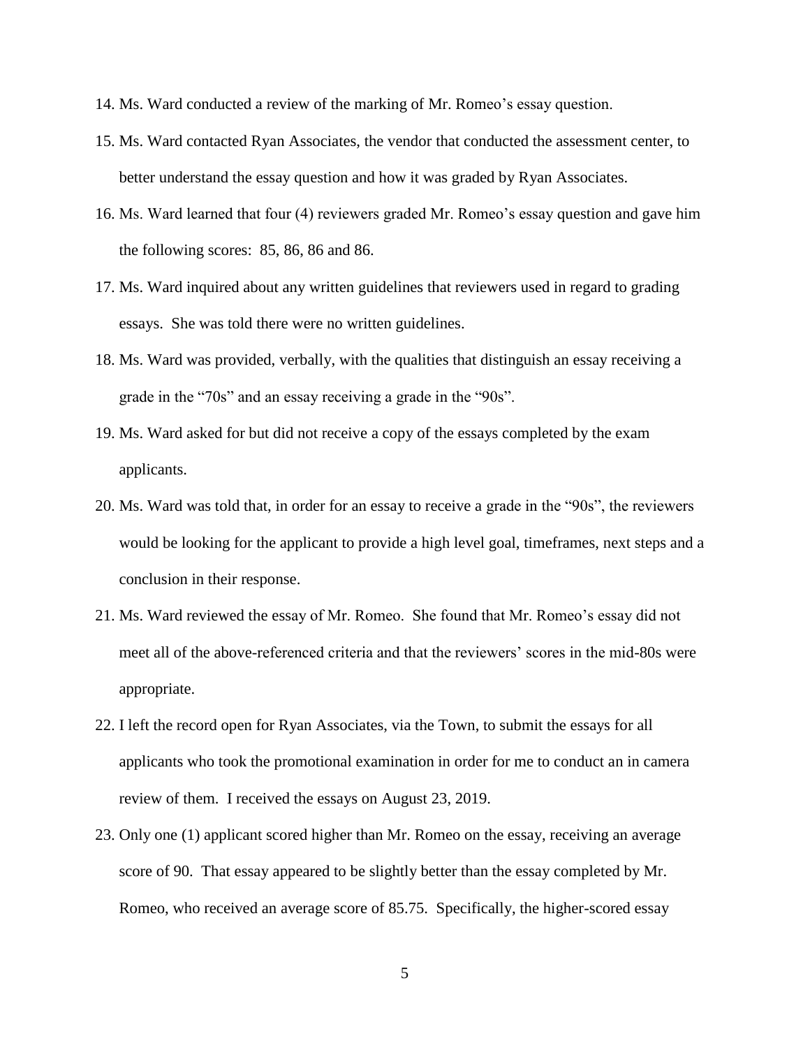14. Ms. Ward conducted a review of the marking of Mr. Romeo's essay question.
15. Ms. Ward contacted Ryan Associates, the vendor that conducted the assessment center, to better understand the essay question and how it was graded by Ryan Associates.
16. Ms. Ward learned that four (4) reviewers graded Mr. Romeo's essay question and gave him the following scores: 85, 86, 86 and 86.
17. Ms. Ward inquired about any written guidelines that reviewers used in regard to grading essays. She was told there were no written guidelines.
18. Ms. Ward was provided, verbally, with the qualities that distinguish an essay receiving a grade in the "70s" and an essay receiving a grade in the "90s".
19. Ms. Ward asked for but did not receive a copy of the essays completed by the exam applicants.
20. Ms. Ward was told that, in order for an essay to receive a grade in the "90s", the reviewers would be looking for the applicant to provide a high level goal, timeframes, next steps and a conclusion in their response.
21. Ms. Ward reviewed the essay of Mr. Romeo. She found that Mr. Romeo's essay did not meet all of the above-referenced criteria and that the reviewers' scores in the mid-80s were appropriate.
22. I left the record open for Ryan Associates, via the Town, to submit the essays for all applicants who took the promotional examination in order for me to conduct an in camera review of them. I received the essays on August 23, 2019.
23. Only one (1) applicant scored higher than Mr. Romeo on the essay, receiving an average score of 90. That essay appeared to be slightly better than the essay completed by Mr. Romeo, who received an average score of 85.75. Specifically, the higher-scored essay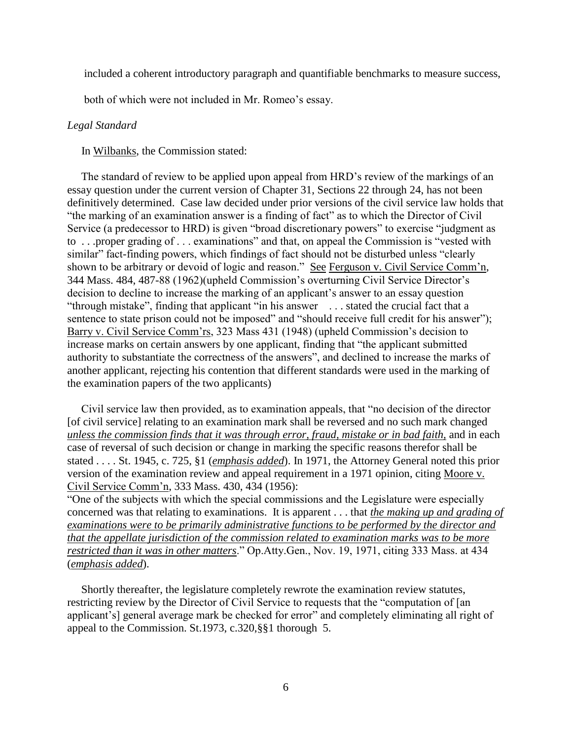included a coherent introductory paragraph and quantifiable benchmarks to measure success, both of which were not included in Mr. Romeo's essay.

*Legal Standard*

In Wilbanks, the Commission stated:

> The standard of review to be applied upon appeal from HRD's review of the markings of an essay question under the current version of Chapter 31, Sections 22 through 24, has not been definitively determined. Case law decided under prior versions of the civil service law holds that "the marking of an examination answer is a finding of fact" as to which the Director of Civil Service (a predecessor to HRD) is given "broad discretionary powers" to exercise "judgment as to . . .proper grading of . . . examinations" and that, on appeal the Commission is "vested with similar" fact-finding powers, which findings of fact should not be disturbed unless "clearly shown to be arbitrary or devoid of logic and reason." See Ferguson v. Civil Service Comm'n, 344 Mass. 484, 487-88 (1962)(upheld Commission's overturning Civil Service Director's decision to decline to increase the marking of an applicant's answer to an essay question "through mistake", finding that applicant "in his answer . . . stated the crucial fact that a sentence to state prison could not be imposed" and "should receive full credit for his answer"); Barry v. Civil Service Comm'rs, 323 Mass 431 (1948) (upheld Commission's decision to increase marks on certain answers by one applicant, finding that "the applicant submitted authority to substantiate the correctness of the answers", and declined to increase the marks of another applicant, rejecting his contention that different standards were used in the marking of the examination papers of the two applicants)
>
> Civil service law then provided, as to examination appeals, that "no decision of the director [of civil service] relating to an examination mark shall be reversed and no such mark changed ***unless the commission finds that it was through error, fraud, mistake or in bad faith,*** and in each case of reversal of such decision or change in marking the specific reasons therefor shall be stated . . . . St. 1945, c. 725, §1 (***emphasis added***). In 1971, the Attorney General noted this prior version of the examination review and appeal requirement in a 1971 opinion, citing Moore v. Civil Service Comm'n, 333 Mass. 430, 434 (1956):
> "One of the subjects with which the special commissions and the Legislature were especially concerned was that relating to examinations. It is apparent . . . that ***the making up and grading of examinations were to be primarily administrative functions to be performed by the director and that the appellate jurisdiction of the commission related to examination marks was to be more restricted than it was in other matters***." Op.Atty.Gen., Nov. 19, 1971, citing 333 Mass. at 434 (***emphasis added***).
>
> Shortly thereafter, the legislature completely rewrote the examination review statutes, restricting review by the Director of Civil Service to requests that the "computation of [an applicant's] general average mark be checked for error" and completely eliminating all right of appeal to the Commission. St.1973, c.320,§§1 thorough 5.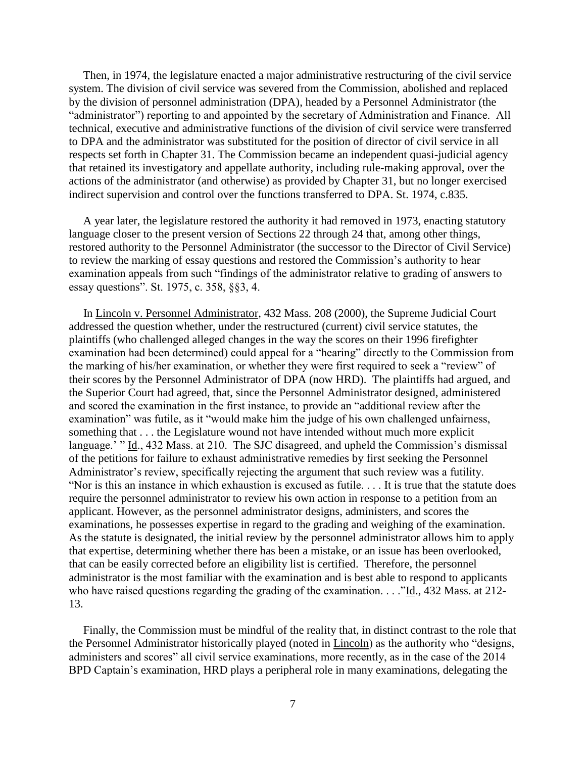Then, in 1974, the legislature enacted a major administrative restructuring of the civil service system. The division of civil service was severed from the Commission, abolished and replaced by the division of personnel administration (DPA), headed by a Personnel Administrator (the "administrator") reporting to and appointed by the secretary of Administration and Finance. All technical, executive and administrative functions of the division of civil service were transferred to DPA and the administrator was substituted for the position of director of civil service in all respects set forth in Chapter 31. The Commission became an independent quasi-judicial agency that retained its investigatory and appellate authority, including rule-making approval, over the actions of the administrator (and otherwise) as provided by Chapter 31, but no longer exercised indirect supervision and control over the functions transferred to DPA. St. 1974, c.835.

A year later, the legislature restored the authority it had removed in 1973, enacting statutory language closer to the present version of Sections 22 through 24 that, among other things, restored authority to the Personnel Administrator (the successor to the Director of Civil Service) to review the marking of essay questions and restored the Commission's authority to hear examination appeals from such "findings of the administrator relative to grading of answers to essay questions". St. 1975, c. 358, §§3, 4.

In Lincoln v. Personnel Administrator, 432 Mass. 208 (2000), the Supreme Judicial Court addressed the question whether, under the restructured (current) civil service statutes, the plaintiffs (who challenged alleged changes in the way the scores on their 1996 firefighter examination had been determined) could appeal for a "hearing" directly to the Commission from the marking of his/her examination, or whether they were first required to seek a "review" of their scores by the Personnel Administrator of DPA (now HRD). The plaintiffs had argued, and the Superior Court had agreed, that, since the Personnel Administrator designed, administered and scored the examination in the first instance, to provide an "additional review after the examination" was futile, as it "would make him the judge of his own challenged unfairness, something that . . . the Legislature wound not have intended without much more explicit language.' " Id., 432 Mass. at 210. The SJC disagreed, and upheld the Commission's dismissal of the petitions for failure to exhaust administrative remedies by first seeking the Personnel Administrator's review, specifically rejecting the argument that such review was a futility. "Nor is this an instance in which exhaustion is excused as futile. . . . It is true that the statute does require the personnel administrator to review his own action in response to a petition from an applicant. However, as the personnel administrator designs, administers, and scores the examinations, he possesses expertise in regard to the grading and weighing of the examination. As the statute is designated, the initial review by the personnel administrator allows him to apply that expertise, determining whether there has been a mistake, or an issue has been overlooked, that can be easily corrected before an eligibility list is certified. Therefore, the personnel administrator is the most familiar with the examination and is best able to respond to applicants who have raised questions regarding the grading of the examination. . . ."Id., 432 Mass. at 212-13.

Finally, the Commission must be mindful of the reality that, in distinct contrast to the role that the Personnel Administrator historically played (noted in Lincoln) as the authority who "designs, administers and scores" all civil service examinations, more recently, as in the case of the 2014 BPD Captain's examination, HRD plays a peripheral role in many examinations, delegating the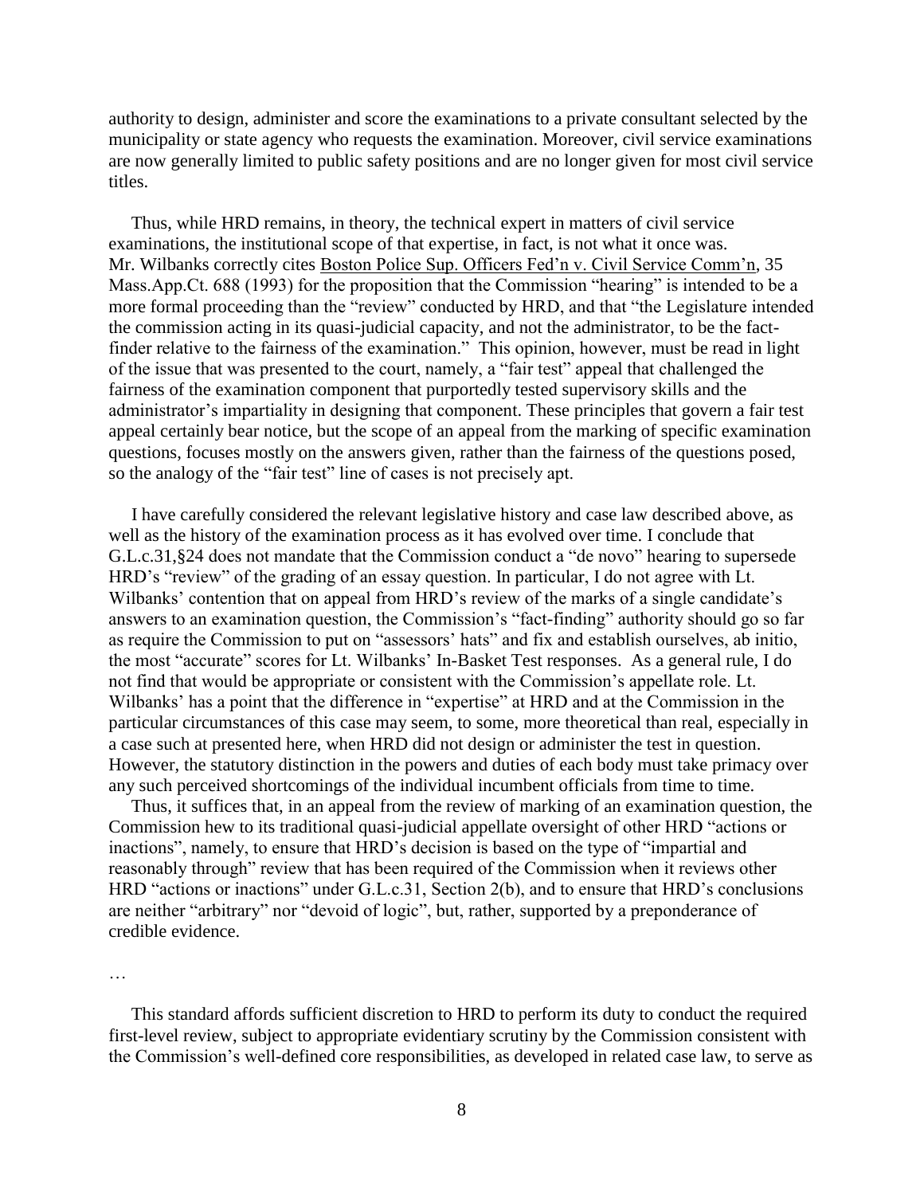authority to design, administer and score the examinations to a private consultant selected by the municipality or state agency who requests the examination. Moreover, civil service examinations are now generally limited to public safety positions and are no longer given for most civil service titles.

Thus, while HRD remains, in theory, the technical expert in matters of civil service examinations, the institutional scope of that expertise, in fact, is not what it once was. Mr. Wilbanks correctly cites Boston Police Sup. Officers Fed'n v. Civil Service Comm'n, 35 Mass.App.Ct. 688 (1993) for the proposition that the Commission "hearing" is intended to be a more formal proceeding than the "review" conducted by HRD, and that "the Legislature intended the commission acting in its quasi-judicial capacity, and not the administrator, to be the fact-finder relative to the fairness of the examination." This opinion, however, must be read in light of the issue that was presented to the court, namely, a "fair test" appeal that challenged the fairness of the examination component that purportedly tested supervisory skills and the administrator's impartiality in designing that component. These principles that govern a fair test appeal certainly bear notice, but the scope of an appeal from the marking of specific examination questions, focuses mostly on the answers given, rather than the fairness of the questions posed, so the analogy of the "fair test" line of cases is not precisely apt.

I have carefully considered the relevant legislative history and case law described above, as well as the history of the examination process as it has evolved over time. I conclude that G.L.c.31,§24 does not mandate that the Commission conduct a "de novo" hearing to supersede HRD's "review" of the grading of an essay question. In particular, I do not agree with Lt. Wilbanks' contention that on appeal from HRD's review of the marks of a single candidate's answers to an examination question, the Commission's "fact-finding" authority should go so far as require the Commission to put on "assessors' hats" and fix and establish ourselves, ab initio, the most "accurate" scores for Lt. Wilbanks' In-Basket Test responses. As a general rule, I do not find that would be appropriate or consistent with the Commission's appellate role. Lt. Wilbanks' has a point that the difference in "expertise" at HRD and at the Commission in the particular circumstances of this case may seem, to some, more theoretical than real, especially in a case such at presented here, when HRD did not design or administer the test in question. However, the statutory distinction in the powers and duties of each body must take primacy over any such perceived shortcomings of the individual incumbent officials from time to time.

Thus, it suffices that, in an appeal from the review of marking of an examination question, the Commission hew to its traditional quasi-judicial appellate oversight of other HRD "actions or inactions", namely, to ensure that HRD's decision is based on the type of "impartial and reasonably through" review that has been required of the Commission when it reviews other HRD "actions or inactions" under G.L.c.31, Section 2(b), and to ensure that HRD's conclusions are neither "arbitrary" nor "devoid of logic", but, rather, supported by a preponderance of credible evidence.

…

This standard affords sufficient discretion to HRD to perform its duty to conduct the required first-level review, subject to appropriate evidentiary scrutiny by the Commission consistent with the Commission's well-defined core responsibilities, as developed in related case law, to serve as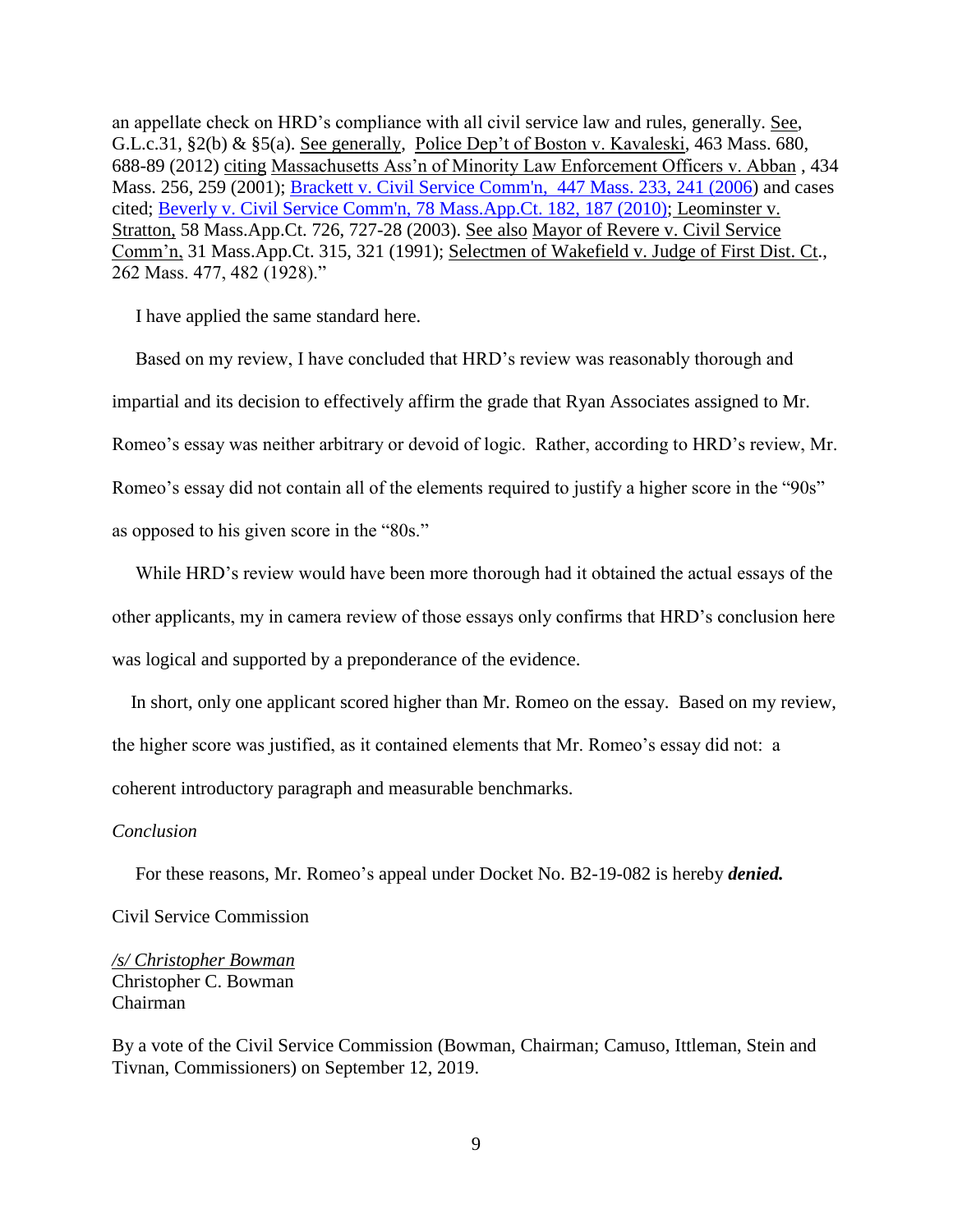an appellate check on HRD's compliance with all civil service law and rules, generally. See, G.L.c.31, §2(b) & §5(a). See generally, Police Dep't of Boston v. Kavaleski, 463 Mass. 680, 688-89 (2012) citing Massachusetts Ass'n of Minority Law Enforcement Officers v. Abban , 434 Mass. 256, 259 (2001); Brackett v. Civil Service Comm'n, 447 Mass. 233, 241 (2006) and cases cited; Beverly v. Civil Service Comm'n, 78 Mass.App.Ct. 182, 187 (2010); Leominster v. Stratton, 58 Mass.App.Ct. 726, 727-28 (2003). See also Mayor of Revere v. Civil Service Comm'n, 31 Mass.App.Ct. 315, 321 (1991); Selectmen of Wakefield v. Judge of First Dist. Ct., 262 Mass. 477, 482 (1928)."

I have applied the same standard here.

Based on my review, I have concluded that HRD's review was reasonably thorough and impartial and its decision to effectively affirm the grade that Ryan Associates assigned to Mr. Romeo's essay was neither arbitrary or devoid of logic. Rather, according to HRD's review, Mr. Romeo's essay did not contain all of the elements required to justify a higher score in the "90s" as opposed to his given score in the "80s."

While HRD's review would have been more thorough had it obtained the actual essays of the other applicants, my in camera review of those essays only confirms that HRD's conclusion here was logical and supported by a preponderance of the evidence.

In short, only one applicant scored higher than Mr. Romeo on the essay. Based on my review, the higher score was justified, as it contained elements that Mr. Romeo's essay did not: a coherent introductory paragraph and measurable benchmarks.

*Conclusion*

For these reasons, Mr. Romeo's appeal under Docket No. B2-19-082 is hereby ***denied.***

Civil Service Commission

*/s/ Christopher Bowman*
Christopher C. Bowman
Chairman

By a vote of the Civil Service Commission (Bowman, Chairman; Camuso, Ittleman, Stein and Tivnan, Commissioners) on September 12, 2019.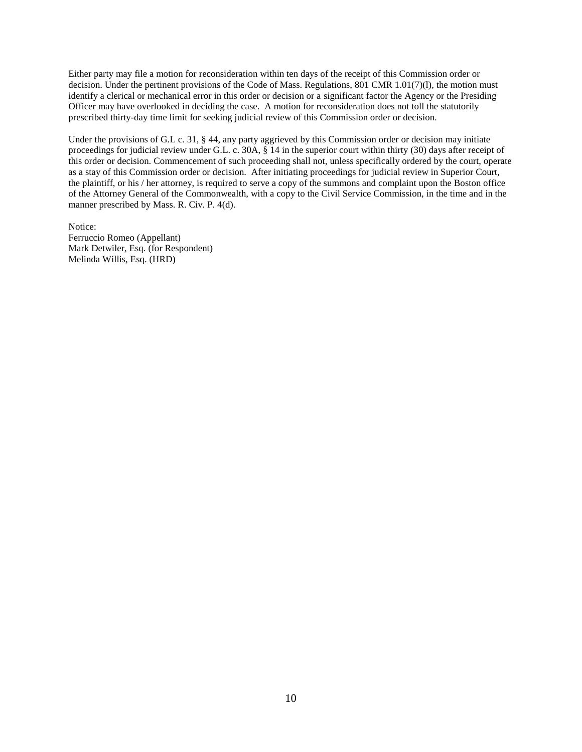Either party may file a motion for reconsideration within ten days of the receipt of this Commission order or decision. Under the pertinent provisions of the Code of Mass. Regulations, 801 CMR 1.01(7)(l), the motion must identify a clerical or mechanical error in this order or decision or a significant factor the Agency or the Presiding Officer may have overlooked in deciding the case. A motion for reconsideration does not toll the statutorily prescribed thirty-day time limit for seeking judicial review of this Commission order or decision.

Under the provisions of G.L c. 31, § 44, any party aggrieved by this Commission order or decision may initiate proceedings for judicial review under G.L. c. 30A, § 14 in the superior court within thirty (30) days after receipt of this order or decision. Commencement of such proceeding shall not, unless specifically ordered by the court, operate as a stay of this Commission order or decision. After initiating proceedings for judicial review in Superior Court, the plaintiff, or his / her attorney, is required to serve a copy of the summons and complaint upon the Boston office of the Attorney General of the Commonwealth, with a copy to the Civil Service Commission, in the time and in the manner prescribed by Mass. R. Civ. P. 4(d).

Notice:
Ferruccio Romeo (Appellant)
Mark Detwiler, Esq. (for Respondent)
Melinda Willis, Esq. (HRD)